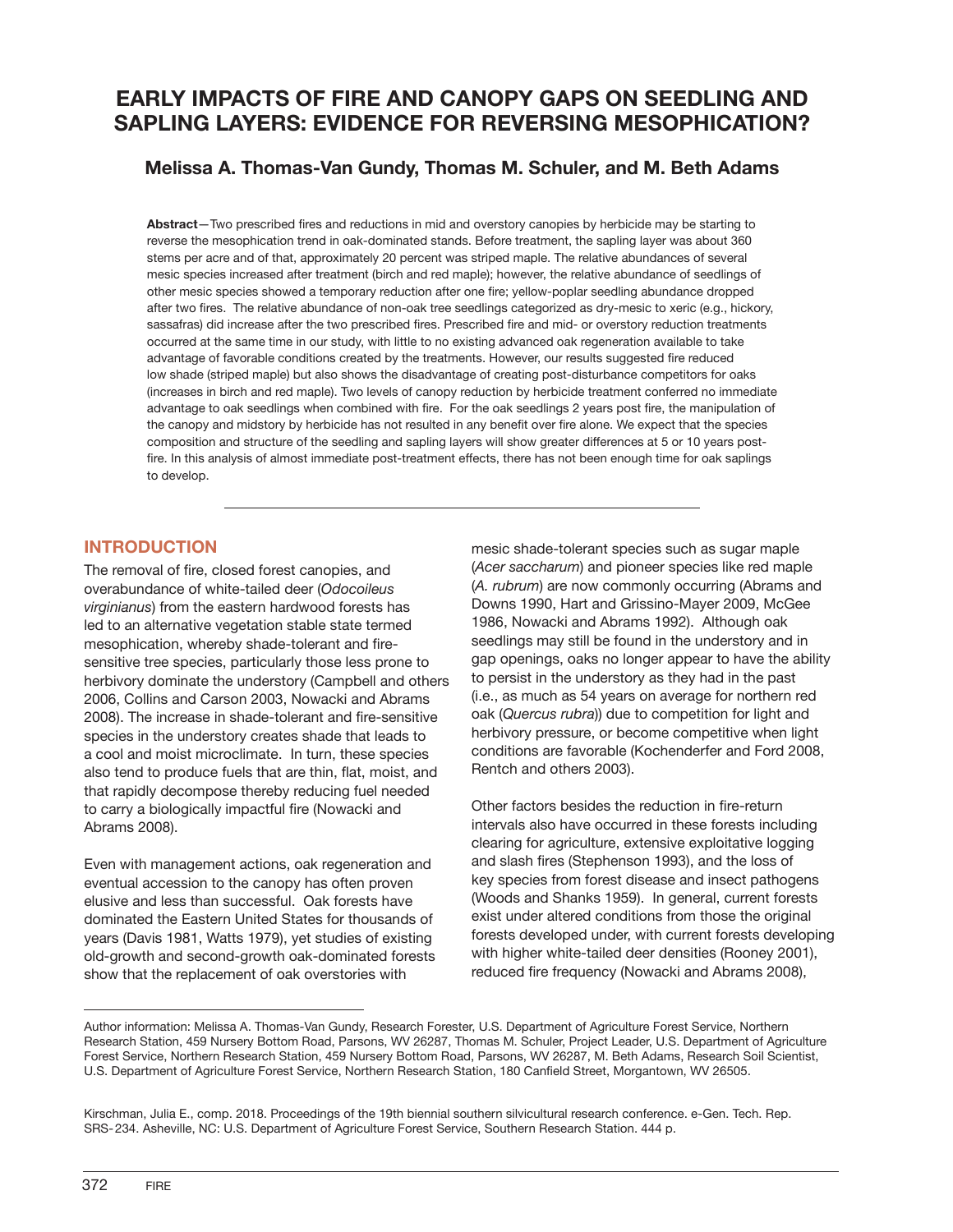# EARLY IMPACTS OF FIRE AND CANOPY GAPS ON SEEDLING AND SAPLING LAYERS: EVIDENCE FOR REVERSING MESOPHICATION?

### Melissa A. Thomas-Van Gundy, Thomas M. Schuler, and M. Beth Adams

**Abstract**—Two prescribed fires and reductions in mid and overstory canopies by herbicide may be starting to reverse the mesophication trend in oak-dominated stands. Before treatment, the sapling layer was about 360 stems per acre and of that, approximately 20 percent was striped maple. The relative abundances of several mesic species increased after treatment (birch and red maple); however, the relative abundance of seedlings of other mesic species showed a temporary reduction after one fire; yellow-poplar seedling abundance dropped after two fires. The relative abundance of non-oak tree seedlings categorized as dry-mesic to xeric (e.g., hickory, sassafras) did increase after the two prescribed fires. Prescribed fire and mid- or overstory reduction treatments occurred at the same time in our study, with little to no existing advanced oak regeneration available to take advantage of favorable conditions created by the treatments. However, our results suggested fire reduced low shade (striped maple) but also shows the disadvantage of creating post-disturbance competitors for oaks (increases in birch and red maple). Two levels of canopy reduction by herbicide treatment conferred no immediate advantage to oak seedlings when combined with fire. For the oak seedlings 2 years post fire, the manipulation of the canopy and midstory by herbicide has not resulted in any benefit over fire alone. We expect that the species composition and structure of the seedling and sapling layers will show greater differences at 5 or 10 years post-fire. In this analysis of almost immediate post-treatment effects, there has not been enough time for oak saplings to develop.

## INTRODUCTION

The removal of fire, closed forest canopies, and overabundance of white-tailed deer (*Odocoileus virginianus*) from the eastern hardwood forests has led to an alternative vegetation stable state termed mesophication, whereby shade-tolerant and fire-sensitive tree species, particularly those less prone to herbivory dominate the understory (Campbell and others 2006, Collins and Carson 2003, Nowacki and Abrams 2008). The increase in shade-tolerant and fire-sensitive species in the understory creates shade that leads to a cool and moist microclimate. In turn, these species also tend to produce fuels that are thin, flat, moist, and that rapidly decompose thereby reducing fuel needed to carry a biologically impactful fire (Nowacki and Abrams 2008).

Even with management actions, oak regeneration and eventual accession to the canopy has often proven elusive and less than successful. Oak forests have dominated the Eastern United States for thousands of years (Davis 1981, Watts 1979), yet studies of existing old-growth and second-growth oak-dominated forests show that the replacement of oak overstories with mesic shade-tolerant species such as sugar maple (*Acer saccharum*) and pioneer species like red maple (*A. rubrum*) are now commonly occurring (Abrams and Downs 1990, Hart and Grissino-Mayer 2009, McGee 1986, Nowacki and Abrams 1992). Although oak seedlings may still be found in the understory and in gap openings, oaks no longer appear to have the ability to persist in the understory as they had in the past (i.e., as much as 54 years on average for northern red oak (*Quercus rubra*)) due to competition for light and herbivory pressure, or become competitive when light conditions are favorable (Kochenderfer and Ford 2008, Rentch and others 2003).

Other factors besides the reduction in fire-return intervals also have occurred in these forests including clearing for agriculture, extensive exploitative logging and slash fires (Stephenson 1993), and the loss of key species from forest disease and insect pathogens (Woods and Shanks 1959). In general, current forests exist under altered conditions from those the original forests developed under, with current forests developing with higher white-tailed deer densities (Rooney 2001), reduced fire frequency (Nowacki and Abrams 2008),

---

Author information: Melissa A. Thomas-Van Gundy, Research Forester, U.S. Department of Agriculture Forest Service, Northern Research Station, 459 Nursery Bottom Road, Parsons, WV 26287, Thomas M. Schuler, Project Leader, U.S. Department of Agriculture Forest Service, Northern Research Station, 459 Nursery Bottom Road, Parsons, WV 26287, M. Beth Adams, Research Soil Scientist, U.S. Department of Agriculture Forest Service, Northern Research Station, 180 Canfield Street, Morgantown, WV 26505.

Kirschman, Julia E., comp. 2018. Proceedings of the 19th biennial southern silvicultural research conference. e-Gen. Tech. Rep. SRS-234. Asheville, NC: U.S. Department of Agriculture Forest Service, Southern Research Station. 444 p.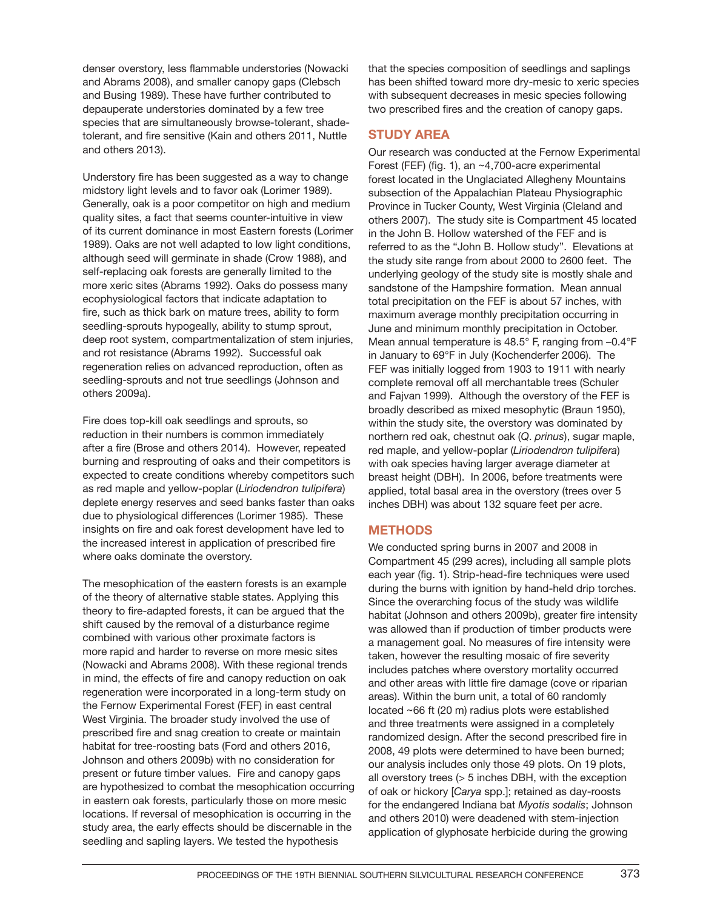denser overstory, less flammable understories (Nowacki and Abrams 2008), and smaller canopy gaps (Clebsch and Busing 1989). These have further contributed to depauperate understories dominated by a few tree species that are simultaneously browse-tolerant, shade-tolerant, and fire sensitive (Kain and others 2011, Nuttle and others 2013).

Understory fire has been suggested as a way to change midstory light levels and to favor oak (Lorimer 1989). Generally, oak is a poor competitor on high and medium quality sites, a fact that seems counter-intuitive in view of its current dominance in most Eastern forests (Lorimer 1989). Oaks are not well adapted to low light conditions, although seed will germinate in shade (Crow 1988), and self-replacing oak forests are generally limited to the more xeric sites (Abrams 1992). Oaks do possess many ecophysiological factors that indicate adaptation to fire, such as thick bark on mature trees, ability to form seedling-sprouts hypogeally, ability to stump sprout, deep root system, compartmentalization of stem injuries, and rot resistance (Abrams 1992). Successful oak regeneration relies on advanced reproduction, often as seedling-sprouts and not true seedlings (Johnson and others 2009a).

Fire does top-kill oak seedlings and sprouts, so reduction in their numbers is common immediately after a fire (Brose and others 2014). However, repeated burning and resprouting of oaks and their competitors is expected to create conditions whereby competitors such as red maple and yellow-poplar (*Liriodendron tulipifera*) deplete energy reserves and seed banks faster than oaks due to physiological differences (Lorimer 1985). These insights on fire and oak forest development have led to the increased interest in application of prescribed fire where oaks dominate the overstory.

The mesophication of the eastern forests is an example of the theory of alternative stable states. Applying this theory to fire-adapted forests, it can be argued that the shift caused by the removal of a disturbance regime combined with various other proximate factors is more rapid and harder to reverse on more mesic sites (Nowacki and Abrams 2008). With these regional trends in mind, the effects of fire and canopy reduction on oak regeneration were incorporated in a long-term study on the Fernow Experimental Forest (FEF) in east central West Virginia. The broader study involved the use of prescribed fire and snag creation to create or maintain habitat for tree-roosting bats (Ford and others 2016, Johnson and others 2009b) with no consideration for present or future timber values. Fire and canopy gaps are hypothesized to combat the mesophication occurring in eastern oak forests, particularly those on more mesic locations. If reversal of mesophication is occurring in the study area, the early effects should be discernable in the seedling and sapling layers. We tested the hypothesis that the species composition of seedlings and saplings has been shifted toward more dry-mesic to xeric species with subsequent decreases in mesic species following two prescribed fires and the creation of canopy gaps.

## STUDY AREA

Our research was conducted at the Fernow Experimental Forest (FEF) (fig. 1), an ~4,700-acre experimental forest located in the Unglaciated Allegheny Mountains subsection of the Appalachian Plateau Physiographic Province in Tucker County, West Virginia (Cleland and others 2007). The study site is Compartment 45 located in the John B. Hollow watershed of the FEF and is referred to as the "John B. Hollow study". Elevations at the study site range from about 2000 to 2600 feet. The underlying geology of the study site is mostly shale and sandstone of the Hampshire formation. Mean annual total precipitation on the FEF is about 57 inches, with maximum average monthly precipitation occurring in June and minimum monthly precipitation in October. Mean annual temperature is 48.5° F, ranging from –0.4°F in January to 69°F in July (Kochenderfer 2006). The FEF was initially logged from 1903 to 1911 with nearly complete removal off all merchantable trees (Schuler and Fajvan 1999). Although the overstory of the FEF is broadly described as mixed mesophytic (Braun 1950), within the study site, the overstory was dominated by northern red oak, chestnut oak (*Q. prinus*), sugar maple, red maple, and yellow-poplar (*Liriodendron tulipifera*) with oak species having larger average diameter at breast height (DBH). In 2006, before treatments were applied, total basal area in the overstory (trees over 5 inches DBH) was about 132 square feet per acre.

## METHODS

We conducted spring burns in 2007 and 2008 in Compartment 45 (299 acres), including all sample plots each year (fig. 1). Strip-head-fire techniques were used during the burns with ignition by hand-held drip torches. Since the overarching focus of the study was wildlife habitat (Johnson and others 2009b), greater fire intensity was allowed than if production of timber products were a management goal. No measures of fire intensity were taken, however the resulting mosaic of fire severity includes patches where overstory mortality occurred and other areas with little fire damage (cove or riparian areas). Within the burn unit, a total of 60 randomly located ~66 ft (20 m) radius plots were established and three treatments were assigned in a completely randomized design. After the second prescribed fire in 2008, 49 plots were determined to have been burned; our analysis includes only those 49 plots. On 19 plots, all overstory trees (> 5 inches DBH, with the exception of oak or hickory [*Carya* spp.]; retained as day-roosts for the endangered Indiana bat *Myotis sodalis*; Johnson and others 2010) were deadened with stem-injection application of glyphosate herbicide during the growing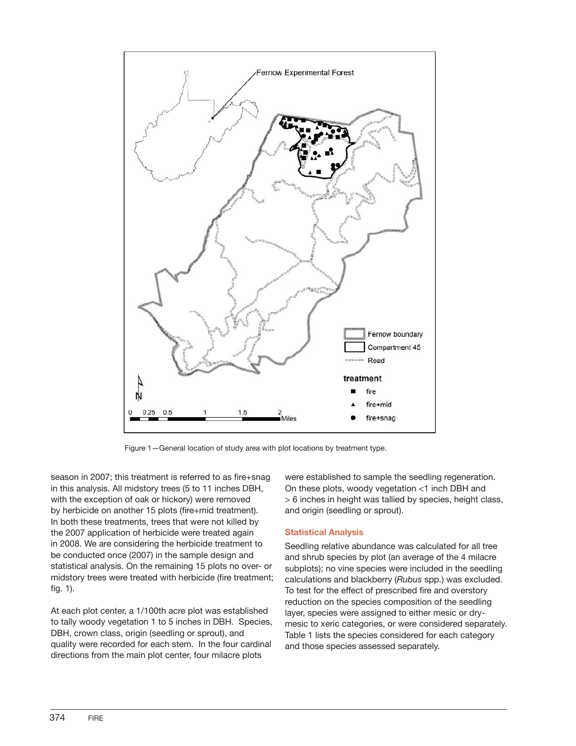Figure 1—General location of study area with plot locations by treatment type.

season in 2007; this treatment is referred to as fire+snag in this analysis. All midstory trees (5 to 11 inches DBH, with the exception of oak or hickory) were removed by herbicide on another 15 plots (fire+mid treatment). In both these treatments, trees that were not killed by the 2007 application of herbicide were treated again in 2008. We are considering the herbicide treatment to be conducted once (2007) in the sample design and statistical analysis. On the remaining 15 plots no over- or midstory trees were treated with herbicide (fire treatment; fig. 1).

At each plot center, a 1/100th acre plot was established to tally woody vegetation 1 to 5 inches in DBH. Species, DBH, crown class, origin (seedling or sprout), and quality were recorded for each stem. In the four cardinal directions from the main plot center, four milacre plots were established to sample the seedling regeneration. On these plots, woody vegetation <1 inch DBH and > 6 inches in height was tallied by species, height class, and origin (seedling or sprout).

### Statistical Analysis

Seedling relative abundance was calculated for all tree and shrub species by plot (an average of the 4 milacre subplots); no vine species were included in the seedling calculations and blackberry (*Rubus* spp.) was excluded. To test for the effect of prescribed fire and overstory reduction on the species composition of the seedling layer, species were assigned to either mesic or dry-mesic to xeric categories, or were considered separately. Table 1 lists the species considered for each category and those species assessed separately.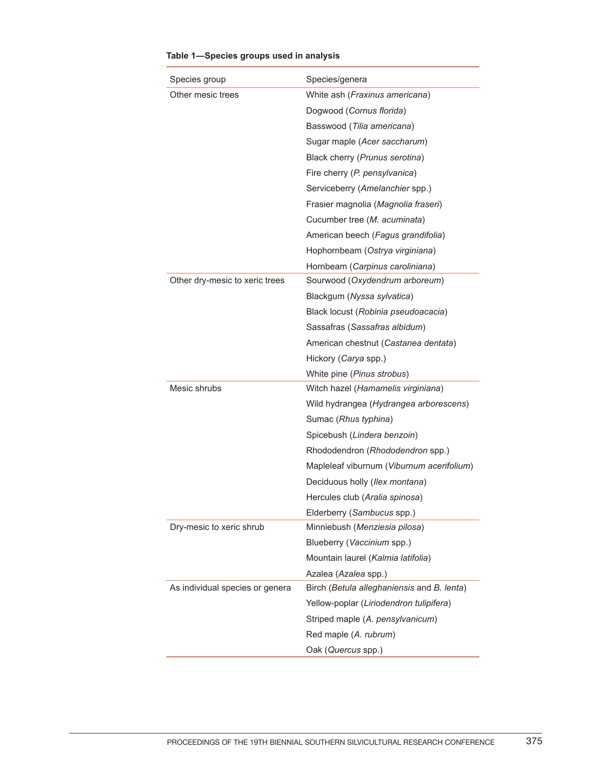**Table 1—Species groups used in analysis**

| Species group | Species/genera |
|---|---|
| Other mesic trees | White ash (*Fraxinus americana*) |
| | Dogwood (*Cornus florida*) |
| | Basswood (*Tilia americana*) |
| | Sugar maple (*Acer saccharum*) |
| | Black cherry (*Prunus serotina*) |
| | Fire cherry (*P. pensylvanica*) |
| | Serviceberry (*Amelanchier* spp.) |
| | Frasier magnolia (*Magnolia fraseri*) |
| | Cucumber tree (*M. acuminata*) |
| | American beech (*Fagus grandifolia*) |
| | Hophornbeam (*Ostrya virginiana*) |
| | Hornbeam (*Carpinus caroliniana*) |
| Other dry-mesic to xeric trees | Sourwood (*Oxydendrum arboreum*) |
| | Blackgum (*Nyssa sylvatica*) |
| | Black locust (*Robinia pseudoacacia*) |
| | Sassafras (*Sassafras albidum*) |
| | American chestnut (*Castanea dentata*) |
| | Hickory (*Carya* spp.) |
| | White pine (*Pinus strobus*) |
| Mesic shrubs | Witch hazel (*Hamamelis virginiana*) |
| | Wild hydrangea (*Hydrangea arborescens*) |
| | Sumac (*Rhus typhina*) |
| | Spicebush (*Lindera benzoin*) |
| | Rhododendron (*Rhododendron* spp.) |
| | Mapleleaf viburnum (*Viburnum acerifolium*) |
| | Deciduous holly (*Ilex montana*) |
| | Hercules club (*Aralia spinosa*) |
| | Elderberry (*Sambucus* spp.) |
| Dry-mesic to xeric shrub | Minniebush (*Menziesia pilosa*) |
| | Blueberry (*Vaccinium* spp.) |
| | Mountain laurel (*Kalmia latifolia*) |
| | Azalea (*Azalea* spp.) |
| As individual species or genera | Birch (*Betula alleghaniensis* and *B. lenta*) |
| | Yellow-poplar (*Liriodendron tulipifera*) |
| | Striped maple (*A. pensylvanicum*) |
| | Red maple (*A. rubrum*) |
| | Oak (*Quercus* spp.) |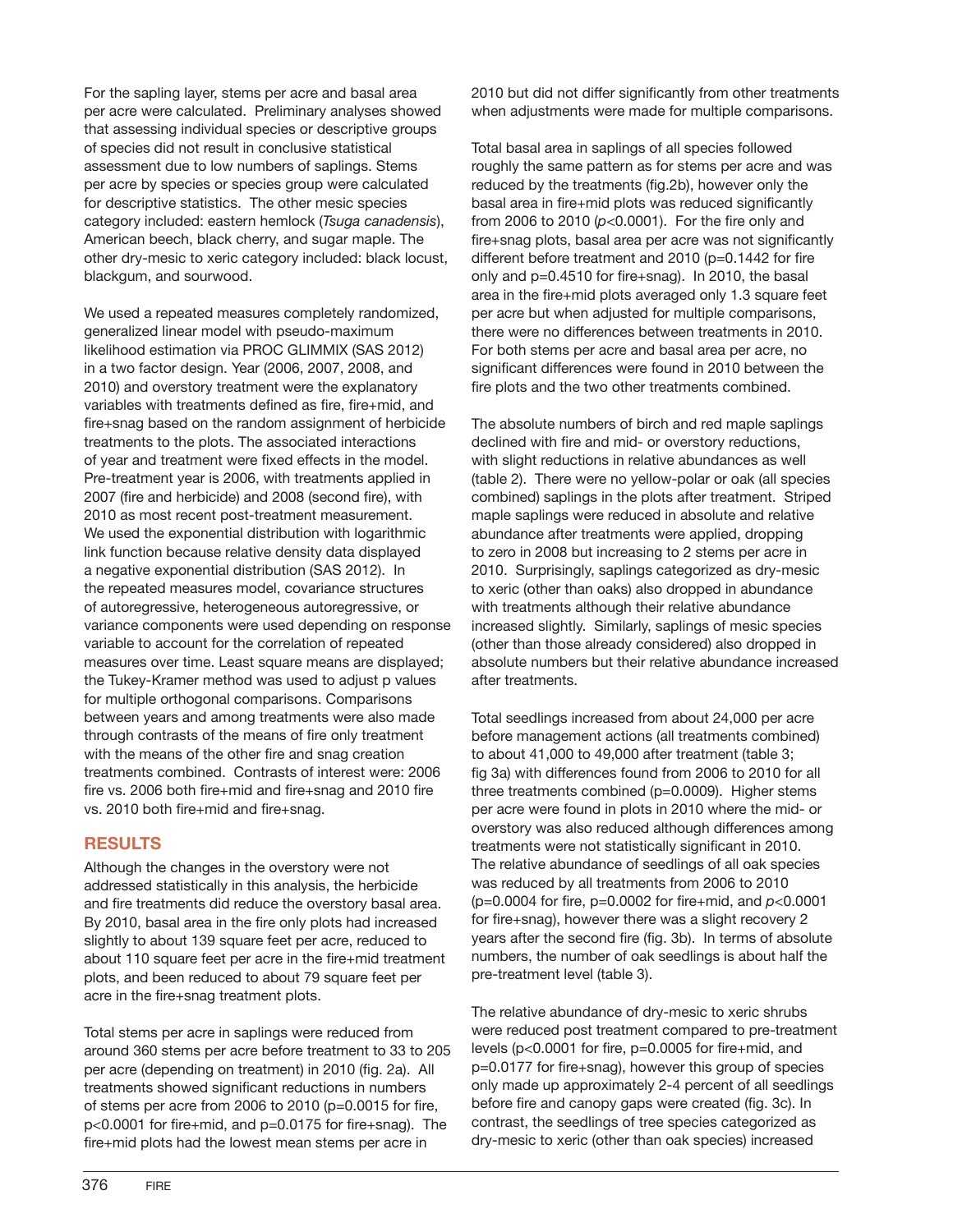For the sapling layer, stems per acre and basal area per acre were calculated. Preliminary analyses showed that assessing individual species or descriptive groups of species did not result in conclusive statistical assessment due to low numbers of saplings. Stems per acre by species or species group were calculated for descriptive statistics. The other mesic species category included: eastern hemlock (*Tsuga canadensis*), American beech, black cherry, and sugar maple. The other dry-mesic to xeric category included: black locust, blackgum, and sourwood.

We used a repeated measures completely randomized, generalized linear model with pseudo-maximum likelihood estimation via PROC GLIMMIX (SAS 2012) in a two factor design. Year (2006, 2007, 2008, and 2010) and overstory treatment were the explanatory variables with treatments defined as fire, fire+mid, and fire+snag based on the random assignment of herbicide treatments to the plots. The associated interactions of year and treatment were fixed effects in the model. Pre-treatment year is 2006, with treatments applied in 2007 (fire and herbicide) and 2008 (second fire), with 2010 as most recent post-treatment measurement. We used the exponential distribution with logarithmic link function because relative density data displayed a negative exponential distribution (SAS 2012). In the repeated measures model, covariance structures of autoregressive, heterogeneous autoregressive, or variance components were used depending on response variable to account for the correlation of repeated measures over time. Least square means are displayed; the Tukey-Kramer method was used to adjust p values for multiple orthogonal comparisons. Comparisons between years and among treatments were also made through contrasts of the means of fire only treatment with the means of the other fire and snag creation treatments combined. Contrasts of interest were: 2006 fire vs. 2006 both fire+mid and fire+snag and 2010 fire vs. 2010 both fire+mid and fire+snag.

## RESULTS

Although the changes in the overstory were not addressed statistically in this analysis, the herbicide and fire treatments did reduce the overstory basal area. By 2010, basal area in the fire only plots had increased slightly to about 139 square feet per acre, reduced to about 110 square feet per acre in the fire+mid treatment plots, and been reduced to about 79 square feet per acre in the fire+snag treatment plots.

Total stems per acre in saplings were reduced from around 360 stems per acre before treatment to 33 to 205 per acre (depending on treatment) in 2010 (fig. 2a). All treatments showed significant reductions in numbers of stems per acre from 2006 to 2010 ($p=0.0015$ for fire, $p<0.0001$ for fire+mid, and $p=0.0175$ for fire+snag). The fire+mid plots had the lowest mean stems per acre in 2010 but did not differ significantly from other treatments when adjustments were made for multiple comparisons.

Total basal area in saplings of all species followed roughly the same pattern as for stems per acre and was reduced by the treatments (fig.2b), however only the basal area in fire+mid plots was reduced significantly from 2006 to 2010 ($p<0.0001$). For the fire only and fire+snag plots, basal area per acre was not significantly different before treatment and 2010 ($p=0.1442$ for fire only and $p=0.4510$ for fire+snag). In 2010, the basal area in the fire+mid plots averaged only 1.3 square feet per acre but when adjusted for multiple comparisons, there were no differences between treatments in 2010. For both stems per acre and basal area per acre, no significant differences were found in 2010 between the fire plots and the two other treatments combined.

The absolute numbers of birch and red maple saplings declined with fire and mid- or overstory reductions, with slight reductions in relative abundances as well (table 2). There were no yellow-polar or oak (all species combined) saplings in the plots after treatment. Striped maple saplings were reduced in absolute and relative abundance after treatments were applied, dropping to zero in 2008 but increasing to 2 stems per acre in 2010. Surprisingly, saplings categorized as dry-mesic to xeric (other than oaks) also dropped in abundance with treatments although their relative abundance increased slightly. Similarly, saplings of mesic species (other than those already considered) also dropped in absolute numbers but their relative abundance increased after treatments.

Total seedlings increased from about 24,000 per acre before management actions (all treatments combined) to about 41,000 to 49,000 after treatment (table 3; fig 3a) with differences found from 2006 to 2010 for all three treatments combined ($p=0.0009$). Higher stems per acre were found in plots in 2010 where the mid- or overstory was also reduced although differences among treatments were not statistically significant in 2010. The relative abundance of seedlings of all oak species was reduced by all treatments from 2006 to 2010 ($p=0.0004$ for fire, $p=0.0002$ for fire+mid, and $p<0.0001$ for fire+snag), however there was a slight recovery 2 years after the second fire (fig. 3b). In terms of absolute numbers, the number of oak seedlings is about half the pre-treatment level (table 3).

The relative abundance of dry-mesic to xeric shrubs were reduced post treatment compared to pre-treatment levels ($p<0.0001$ for fire, $p=0.0005$ for fire+mid, and $p=0.0177$ for fire+snag), however this group of species only made up approximately 2-4 percent of all seedlings before fire and canopy gaps were created (fig. 3c). In contrast, the seedlings of tree species categorized as dry-mesic to xeric (other than oak species) increased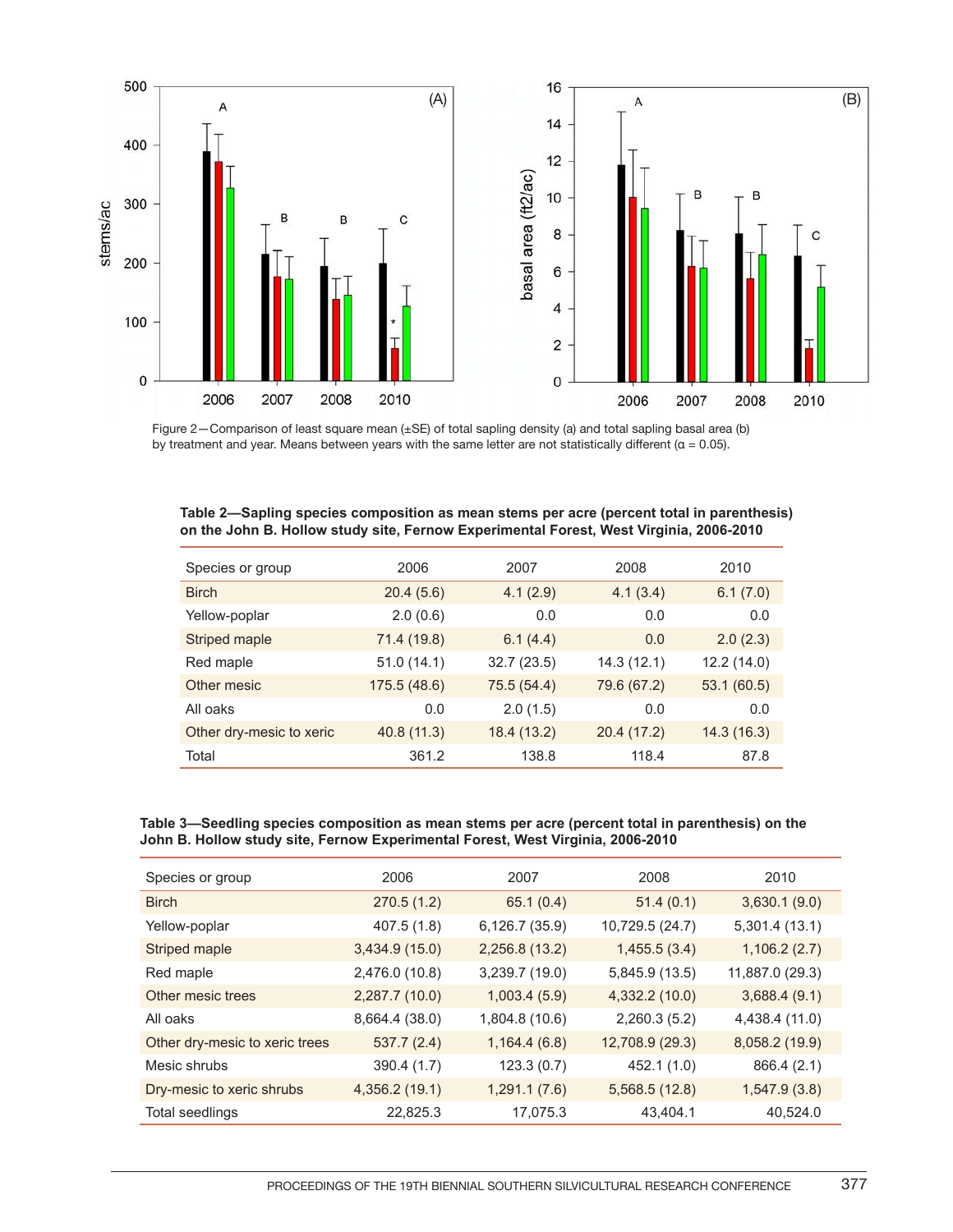Figure 2—Comparison of least square mean (±SE) of total sapling density (a) and total sapling basal area (b) by treatment and year. Means between years with the same letter are not statistically different (α = 0.05).

**Table 2—Sapling species composition as mean stems per acre (percent total in parenthesis) on the John B. Hollow study site, Fernow Experimental Forest, West Virginia, 2006-2010**

| Species or group | 2006 | 2007 | 2008 | 2010 |
|---|---|---|---|---|
| Birch | 20.4 (5.6) | 4.1 (2.9) | 4.1 (3.4) | 6.1 (7.0) |
| Yellow-poplar | 2.0 (0.6) | 0.0 | 0.0 | 0.0 |
| Striped maple | 71.4 (19.8) | 6.1 (4.4) | 0.0 | 2.0 (2.3) |
| Red maple | 51.0 (14.1) | 32.7 (23.5) | 14.3 (12.1) | 12.2 (14.0) |
| Other mesic | 175.5 (48.6) | 75.5 (54.4) | 79.6 (67.2) | 53.1 (60.5) |
| All oaks | 0.0 | 2.0 (1.5) | 0.0 | 0.0 |
| Other dry-mesic to xeric | 40.8 (11.3) | 18.4 (13.2) | 20.4 (17.2) | 14.3 (16.3) |
| Total | 361.2 | 138.8 | 118.4 | 87.8 |

**Table 3—Seedling species composition as mean stems per acre (percent total in parenthesis) on the John B. Hollow study site, Fernow Experimental Forest, West Virginia, 2006-2010**

| Species or group | 2006 | 2007 | 2008 | 2010 |
|---|---|---|---|---|
| Birch | 270.5 (1.2) | 65.1 (0.4) | 51.4 (0.1) | 3,630.1 (9.0) |
| Yellow-poplar | 407.5 (1.8) | 6,126.7 (35.9) | 10,729.5 (24.7) | 5,301.4 (13.1) |
| Striped maple | 3,434.9 (15.0) | 2,256.8 (13.2) | 1,455.5 (3.4) | 1,106.2 (2.7) |
| Red maple | 2,476.0 (10.8) | 3,239.7 (19.0) | 5,845.9 (13.5) | 11,887.0 (29.3) |
| Other mesic trees | 2,287.7 (10.0) | 1,003.4 (5.9) | 4,332.2 (10.0) | 3,688.4 (9.1) |
| All oaks | 8,664.4 (38.0) | 1,804.8 (10.6) | 2,260.3 (5.2) | 4,438.4 (11.0) |
| Other dry-mesic to xeric trees | 537.7 (2.4) | 1,164.4 (6.8) | 12,708.9 (29.3) | 8,058.2 (19.9) |
| Mesic shrubs | 390.4 (1.7) | 123.3 (0.7) | 452.1 (1.0) | 866.4 (2.1) |
| Dry-mesic to xeric shrubs | 4,356.2 (19.1) | 1,291.1 (7.6) | 5,568.5 (12.8) | 1,547.9 (3.8) |
| Total seedlings | 22,825.3 | 17,075.3 | 43,404.1 | 40,524.0 |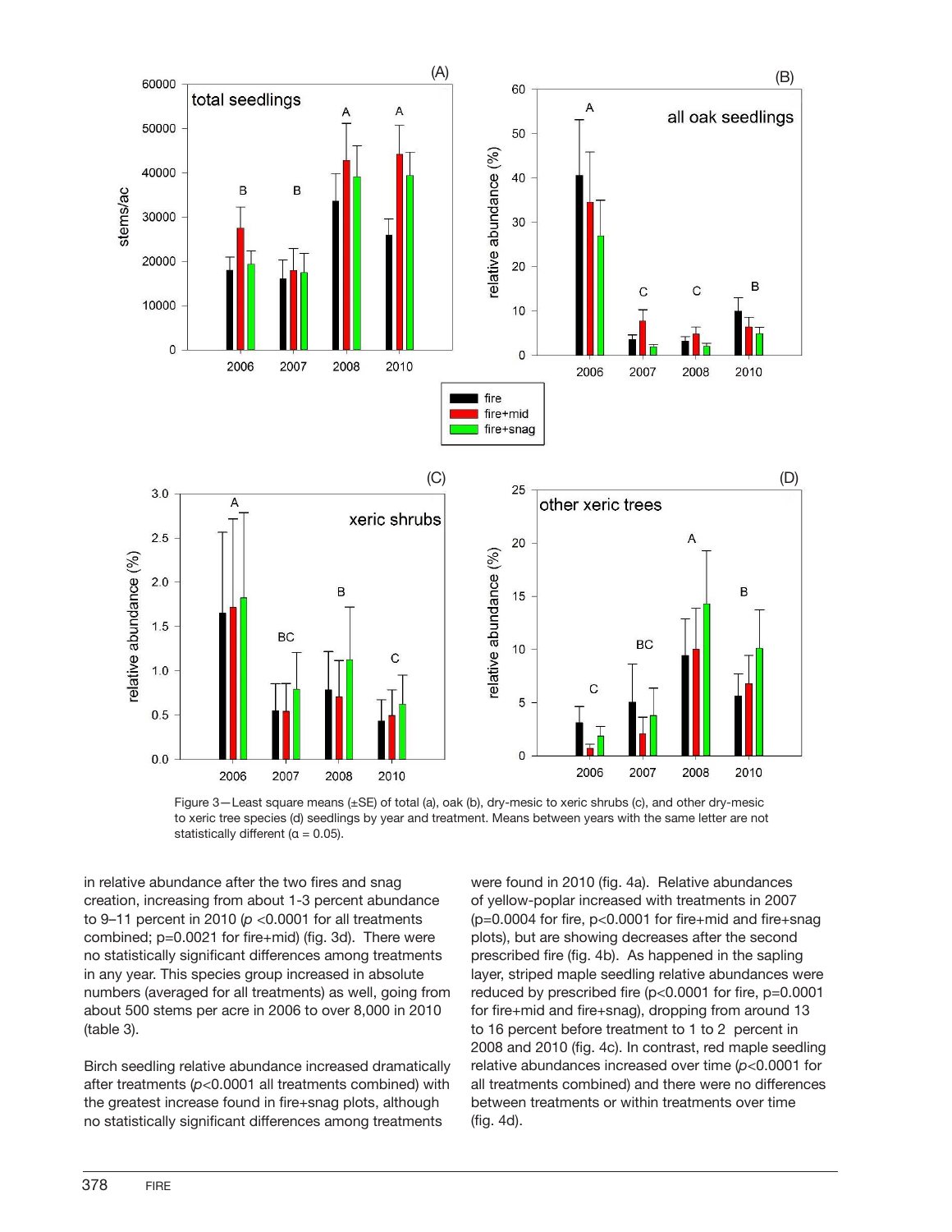Figure 3—Least square means (±SE) of total (a), oak (b), dry-mesic to xeric shrubs (c), and other dry-mesic to xeric tree species (d) seedlings by year and treatment. Means between years with the same letter are not statistically different (α = 0.05).

in relative abundance after the two fires and snag creation, increasing from about 1-3 percent abundance to 9–11 percent in 2010 ($p < 0.0001$ for all treatments combined; $p = 0.0021$ for fire+mid) (fig. 3d). There were no statistically significant differences among treatments in any year. This species group increased in absolute numbers (averaged for all treatments) as well, going from about 500 stems per acre in 2006 to over 8,000 in 2010 (table 3).

Birch seedling relative abundance increased dramatically after treatments ($p < 0.0001$ all treatments combined) with the greatest increase found in fire+snag plots, although no statistically significant differences among treatments were found in 2010 (fig. 4a). Relative abundances of yellow-poplar increased with treatments in 2007 ($p = 0.0004$ for fire, $p < 0.0001$ for fire+mid and fire+snag plots), but are showing decreases after the second prescribed fire (fig. 4b). As happened in the sapling layer, striped maple seedling relative abundances were reduced by prescribed fire ($p < 0.0001$ for fire, $p = 0.0001$ for fire+mid and fire+snag), dropping from around 13 to 16 percent before treatment to 1 to 2 percent in 2008 and 2010 (fig. 4c). In contrast, red maple seedling relative abundances increased over time ($p < 0.0001$ for all treatments combined) and there were no differences between treatments or within treatments over time (fig. 4d).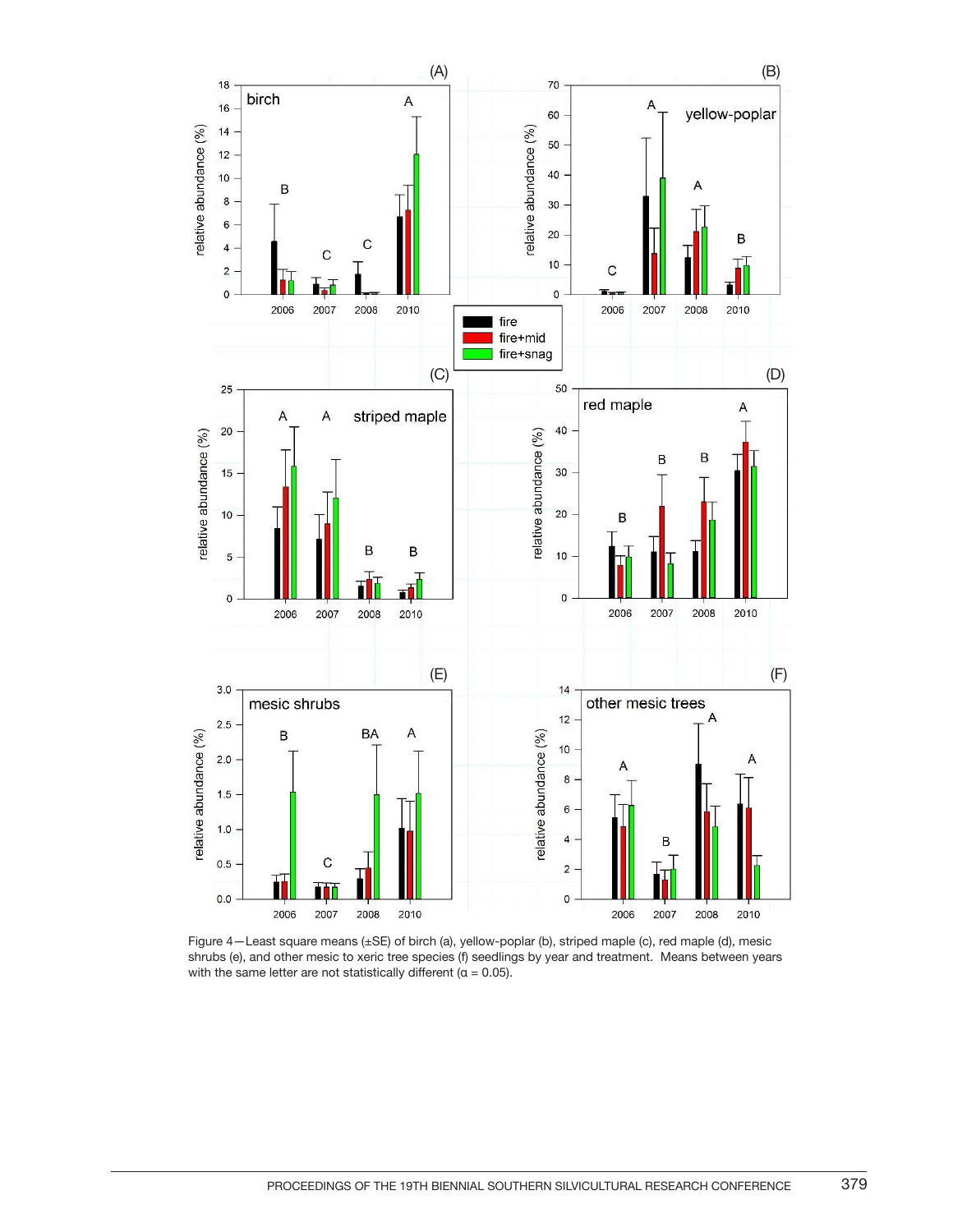Figure 4—Least square means (±SE) of birch (a), yellow-poplar (b), striped maple (c), red maple (d), mesic shrubs (e), and other mesic to xeric tree species (f) seedlings by year and treatment. Means between years with the same letter are not statistically different (α = 0.05).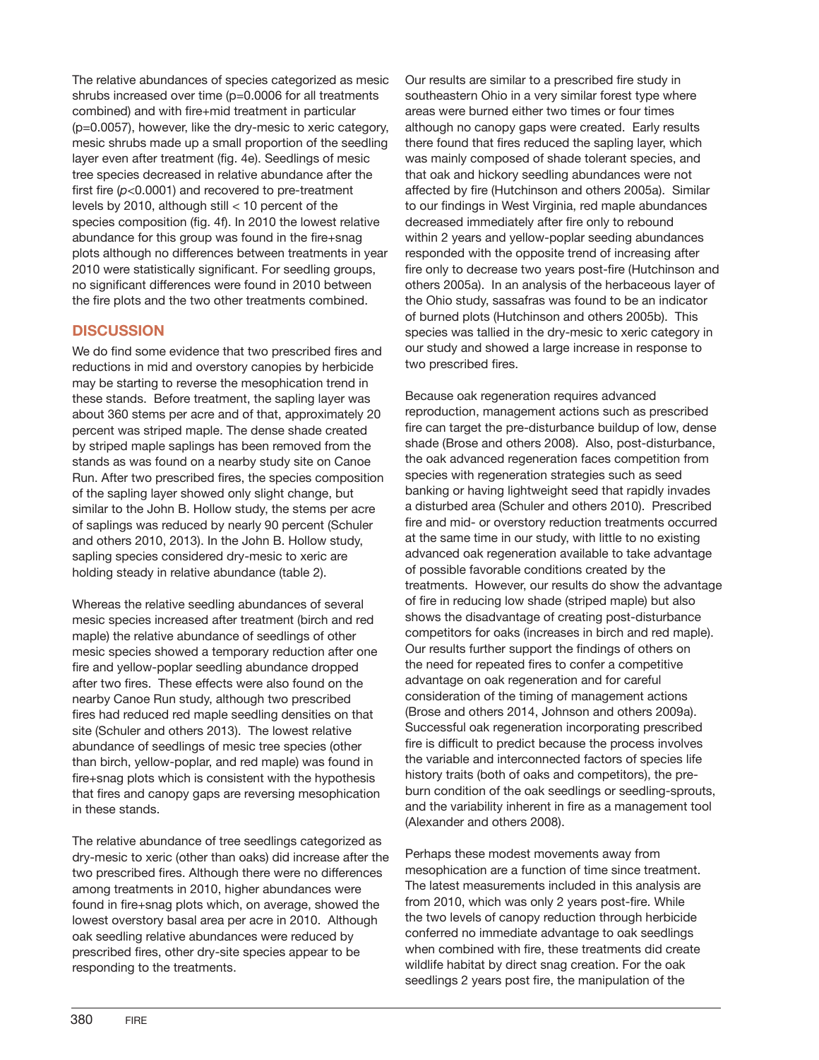The relative abundances of species categorized as mesic shrubs increased over time (p=0.0006 for all treatments combined) and with fire+mid treatment in particular (p=0.0057), however, like the dry-mesic to xeric category, mesic shrubs made up a small proportion of the seedling layer even after treatment (fig. 4e). Seedlings of mesic tree species decreased in relative abundance after the first fire ($p<0.0001$) and recovered to pre-treatment levels by 2010, although still < 10 percent of the species composition (fig. 4f). In 2010 the lowest relative abundance for this group was found in the fire+snag plots although no differences between treatments in year 2010 were statistically significant. For seedling groups, no significant differences were found in 2010 between the fire plots and the two other treatments combined.

## DISCUSSION

We do find some evidence that two prescribed fires and reductions in mid and overstory canopies by herbicide may be starting to reverse the mesophication trend in these stands. Before treatment, the sapling layer was about 360 stems per acre and of that, approximately 20 percent was striped maple. The dense shade created by striped maple saplings has been removed from the stands as was found on a nearby study site on Canoe Run. After two prescribed fires, the species composition of the sapling layer showed only slight change, but similar to the John B. Hollow study, the stems per acre of saplings was reduced by nearly 90 percent (Schuler and others 2010, 2013). In the John B. Hollow study, sapling species considered dry-mesic to xeric are holding steady in relative abundance (table 2).

Whereas the relative seedling abundances of several mesic species increased after treatment (birch and red maple) the relative abundance of seedlings of other mesic species showed a temporary reduction after one fire and yellow-poplar seedling abundance dropped after two fires. These effects were also found on the nearby Canoe Run study, although two prescribed fires had reduced red maple seedling densities on that site (Schuler and others 2013). The lowest relative abundance of seedlings of mesic tree species (other than birch, yellow-poplar, and red maple) was found in fire+snag plots which is consistent with the hypothesis that fires and canopy gaps are reversing mesophication in these stands.

The relative abundance of tree seedlings categorized as dry-mesic to xeric (other than oaks) did increase after the two prescribed fires. Although there were no differences among treatments in 2010, higher abundances were found in fire+snag plots which, on average, showed the lowest overstory basal area per acre in 2010. Although oak seedling relative abundances were reduced by prescribed fires, other dry-site species appear to be responding to the treatments.

Our results are similar to a prescribed fire study in southeastern Ohio in a very similar forest type where areas were burned either two times or four times although no canopy gaps were created. Early results there found that fires reduced the sapling layer, which was mainly composed of shade tolerant species, and that oak and hickory seedling abundances were not affected by fire (Hutchinson and others 2005a). Similar to our findings in West Virginia, red maple abundances decreased immediately after fire only to rebound within 2 years and yellow-poplar seeding abundances responded with the opposite trend of increasing after fire only to decrease two years post-fire (Hutchinson and others 2005a). In an analysis of the herbaceous layer of the Ohio study, sassafras was found to be an indicator of burned plots (Hutchinson and others 2005b). This species was tallied in the dry-mesic to xeric category in our study and showed a large increase in response to two prescribed fires.

Because oak regeneration requires advanced reproduction, management actions such as prescribed fire can target the pre-disturbance buildup of low, dense shade (Brose and others 2008). Also, post-disturbance, the oak advanced regeneration faces competition from species with regeneration strategies such as seed banking or having lightweight seed that rapidly invades a disturbed area (Schuler and others 2010). Prescribed fire and mid- or overstory reduction treatments occurred at the same time in our study, with little to no existing advanced oak regeneration available to take advantage of possible favorable conditions created by the treatments. However, our results do show the advantage of fire in reducing low shade (striped maple) but also shows the disadvantage of creating post-disturbance competitors for oaks (increases in birch and red maple). Our results further support the findings of others on the need for repeated fires to confer a competitive advantage on oak regeneration and for careful consideration of the timing of management actions (Brose and others 2014, Johnson and others 2009a). Successful oak regeneration incorporating prescribed fire is difficult to predict because the process involves the variable and interconnected factors of species life history traits (both of oaks and competitors), the pre-burn condition of the oak seedlings or seedling-sprouts, and the variability inherent in fire as a management tool (Alexander and others 2008).

Perhaps these modest movements away from mesophication are a function of time since treatment. The latest measurements included in this analysis are from 2010, which was only 2 years post-fire. While the two levels of canopy reduction through herbicide conferred no immediate advantage to oak seedlings when combined with fire, these treatments did create wildlife habitat by direct snag creation. For the oak seedlings 2 years post fire, the manipulation of the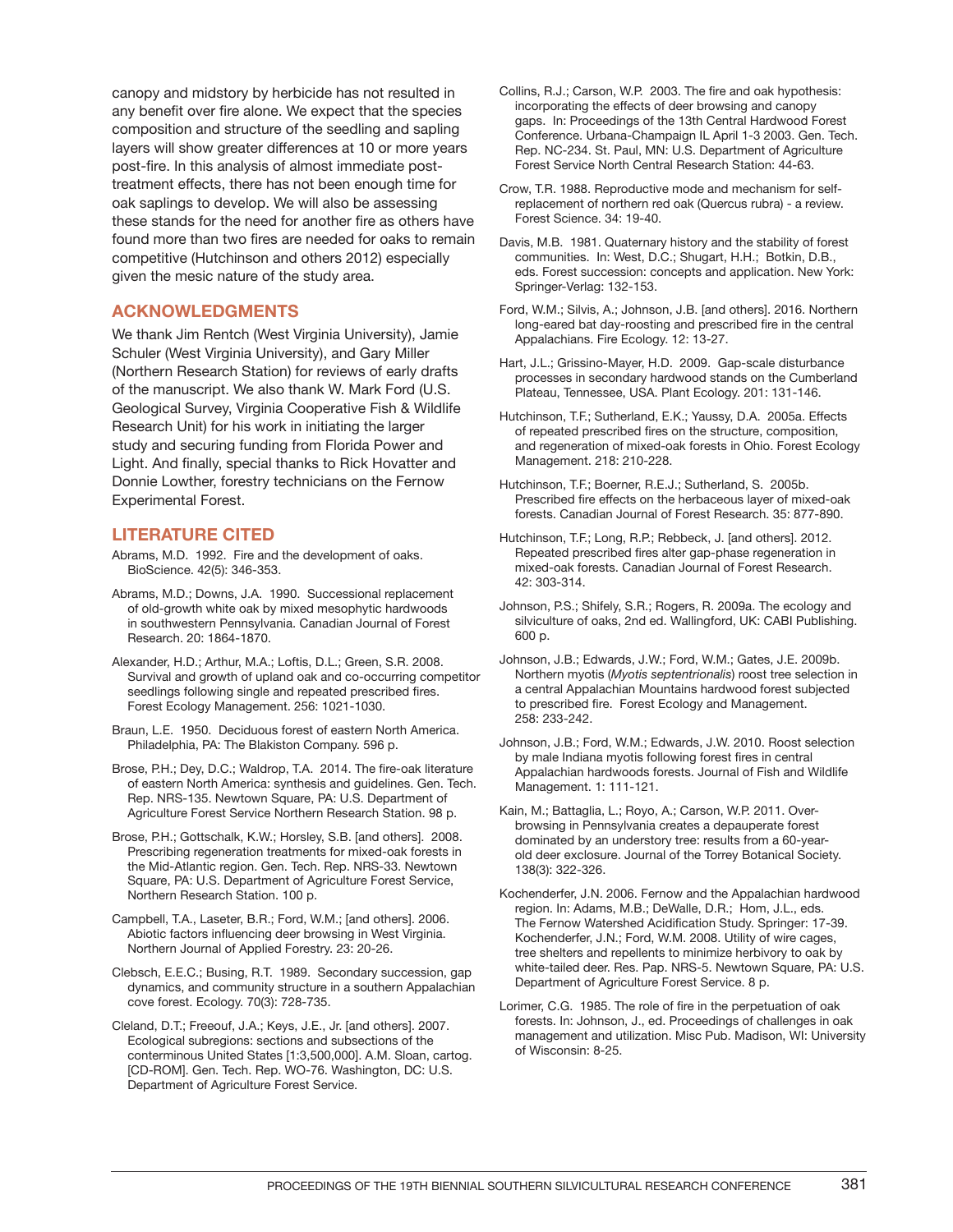canopy and midstory by herbicide has not resulted in any benefit over fire alone. We expect that the species composition and structure of the seedling and sapling layers will show greater differences at 10 or more years post-fire. In this analysis of almost immediate post-treatment effects, there has not been enough time for oak saplings to develop. We will also be assessing these stands for the need for another fire as others have found more than two fires are needed for oaks to remain competitive (Hutchinson and others 2012) especially given the mesic nature of the study area.

## ACKNOWLEDGMENTS

We thank Jim Rentch (West Virginia University), Jamie Schuler (West Virginia University), and Gary Miller (Northern Research Station) for reviews of early drafts of the manuscript. We also thank W. Mark Ford (U.S. Geological Survey, Virginia Cooperative Fish & Wildlife Research Unit) for his work in initiating the larger study and securing funding from Florida Power and Light. And finally, special thanks to Rick Hovatter and Donnie Lowther, forestry technicians on the Fernow Experimental Forest.

## LITERATURE CITED

Abrams, M.D. 1992. Fire and the development of oaks. BioScience. 42(5): 346-353.

Abrams, M.D.; Downs, J.A. 1990. Successional replacement of old-growth white oak by mixed mesophytic hardwoods in southwestern Pennsylvania. Canadian Journal of Forest Research. 20: 1864-1870.

Alexander, H.D.; Arthur, M.A.; Loftis, D.L.; Green, S.R. 2008. Survival and growth of upland oak and co-occurring competitor seedlings following single and repeated prescribed fires. Forest Ecology Management. 256: 1021-1030.

Braun, L.E. 1950. Deciduous forest of eastern North America. Philadelphia, PA: The Blakiston Company. 596 p.

Brose, P.H.; Dey, D.C.; Waldrop, T.A. 2014. The fire-oak literature of eastern North America: synthesis and guidelines. Gen. Tech. Rep. NRS-135. Newtown Square, PA: U.S. Department of Agriculture Forest Service Northern Research Station. 98 p.

Brose, P.H.; Gottschalk, K.W.; Horsley, S.B. [and others]. 2008. Prescribing regeneration treatments for mixed-oak forests in the Mid-Atlantic region. Gen. Tech. Rep. NRS-33. Newtown Square, PA: U.S. Department of Agriculture Forest Service, Northern Research Station. 100 p.

Campbell, T.A., Laseter, B.R.; Ford, W.M.; [and others]. 2006. Abiotic factors influencing deer browsing in West Virginia. Northern Journal of Applied Forestry. 23: 20-26.

Clebsch, E.E.C.; Busing, R.T. 1989. Secondary succession, gap dynamics, and community structure in a southern Appalachian cove forest. Ecology. 70(3): 728-735.

Cleland, D.T.; Freeouf, J.A.; Keys, J.E., Jr. [and others]. 2007. Ecological subregions: sections and subsections of the conterminous United States [1:3,500,000]. A.M. Sloan, cartog. [CD-ROM]. Gen. Tech. Rep. WO-76. Washington, DC: U.S. Department of Agriculture Forest Service.

Collins, R.J.; Carson, W.P. 2003. The fire and oak hypothesis: incorporating the effects of deer browsing and canopy gaps. In: Proceedings of the 13th Central Hardwood Forest Conference. Urbana-Champaign IL April 1-3 2003. Gen. Tech. Rep. NC-234. St. Paul, MN: U.S. Department of Agriculture Forest Service North Central Research Station: 44-63.

Crow, T.R. 1988. Reproductive mode and mechanism for self-replacement of northern red oak (Quercus rubra) - a review. Forest Science. 34: 19-40.

Davis, M.B. 1981. Quaternary history and the stability of forest communities. In: West, D.C.; Shugart, H.H.; Botkin, D.B., eds. Forest succession: concepts and application. New York: Springer-Verlag: 132-153.

Ford, W.M.; Silvis, A.; Johnson, J.B. [and others]. 2016. Northern long-eared bat day-roosting and prescribed fire in the central Appalachians. Fire Ecology. 12: 13-27.

Hart, J.L.; Grissino-Mayer, H.D. 2009. Gap-scale disturbance processes in secondary hardwood stands on the Cumberland Plateau, Tennessee, USA. Plant Ecology. 201: 131-146.

Hutchinson, T.F.; Sutherland, E.K.; Yaussy, D.A. 2005a. Effects of repeated prescribed fires on the structure, composition, and regeneration of mixed-oak forests in Ohio. Forest Ecology Management. 218: 210-228.

Hutchinson, T.F.; Boerner, R.E.J.; Sutherland, S. 2005b. Prescribed fire effects on the herbaceous layer of mixed-oak forests. Canadian Journal of Forest Research. 35: 877-890.

Hutchinson, T.F.; Long, R.P.; Rebbeck, J. [and others]. 2012. Repeated prescribed fires alter gap-phase regeneration in mixed-oak forests. Canadian Journal of Forest Research. 42: 303-314.

Johnson, P.S.; Shifely, S.R.; Rogers, R. 2009a. The ecology and silviculture of oaks, 2nd ed. Wallingford, UK: CABI Publishing. 600 p.

Johnson, J.B.; Edwards, J.W.; Ford, W.M.; Gates, J.E. 2009b. Northern myotis (*Myotis septentrionalis*) roost tree selection in a central Appalachian Mountains hardwood forest subjected to prescribed fire. Forest Ecology and Management. 258: 233-242.

Johnson, J.B.; Ford, W.M.; Edwards, J.W. 2010. Roost selection by male Indiana myotis following forest fires in central Appalachian hardwoods forests. Journal of Fish and Wildlife Management. 1: 111-121.

Kain, M.; Battaglia, L.; Royo, A.; Carson, W.P. 2011. Over-browsing in Pennsylvania creates a depauperate forest dominated by an understory tree: results from a 60-year-old deer exclosure. Journal of the Torrey Botanical Society. 138(3): 322-326.

Kochenderfer, J.N. 2006. Fernow and the Appalachian hardwood region. In: Adams, M.B.; DeWalle, D.R.; Hom, J.L., eds. The Fernow Watershed Acidification Study. Springer: 17-39.

Kochenderfer, J.N.; Ford, W.M. 2008. Utility of wire cages, tree shelters and repellents to minimize herbivory to oak by white-tailed deer. Res. Pap. NRS-5. Newtown Square, PA: U.S. Department of Agriculture Forest Service. 8 p.

Lorimer, C.G. 1985. The role of fire in the perpetuation of oak forests. In: Johnson, J., ed. Proceedings of challenges in oak management and utilization. Misc Pub. Madison, WI: University of Wisconsin: 8-25.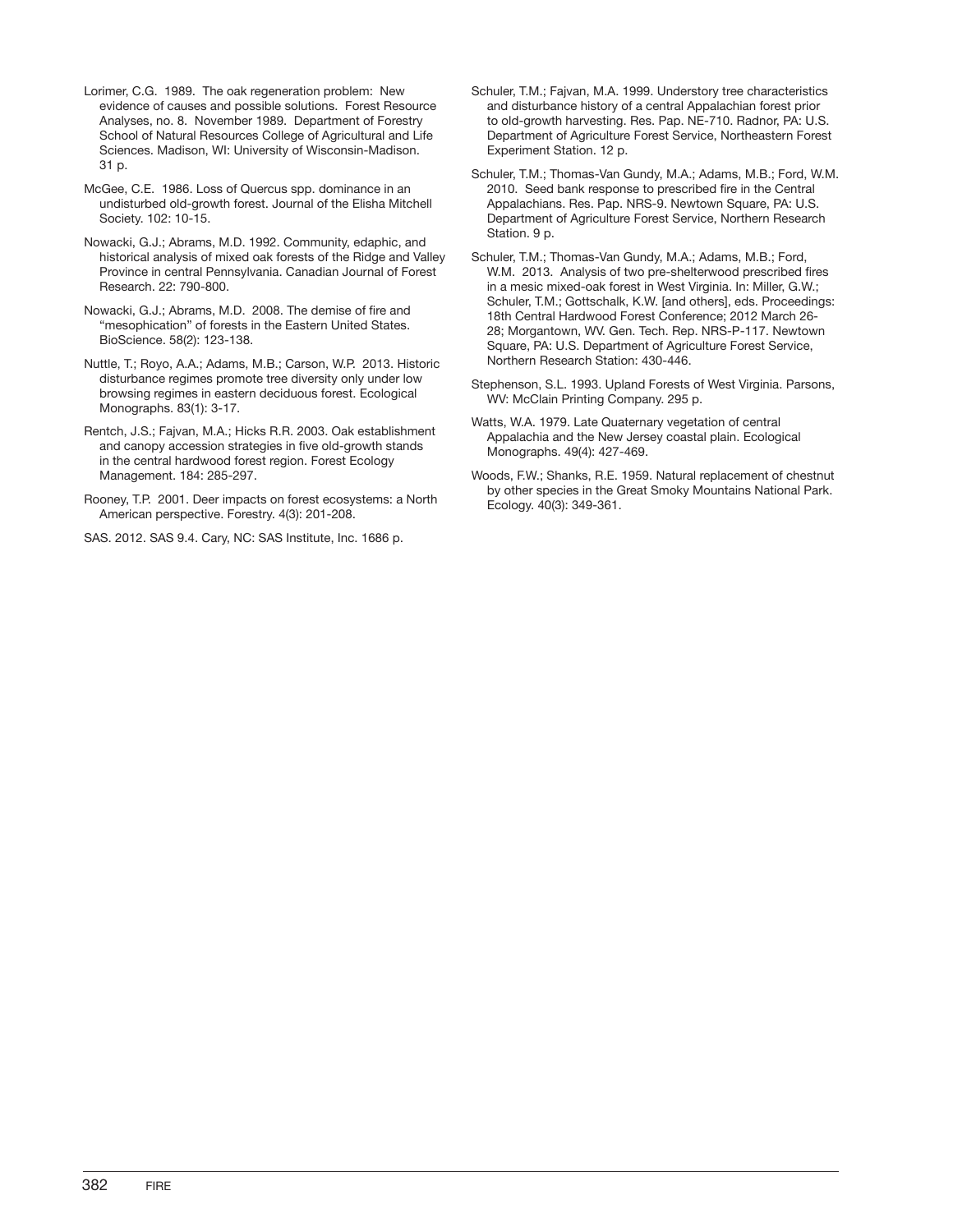Lorimer, C.G. 1989. The oak regeneration problem: New evidence of causes and possible solutions. Forest Resource Analyses, no. 8. November 1989. Department of Forestry School of Natural Resources College of Agricultural and Life Sciences. Madison, WI: University of Wisconsin-Madison. 31 p.

McGee, C.E. 1986. Loss of Quercus spp. dominance in an undisturbed old-growth forest. Journal of the Elisha Mitchell Society. 102: 10-15.

Nowacki, G.J.; Abrams, M.D. 1992. Community, edaphic, and historical analysis of mixed oak forests of the Ridge and Valley Province in central Pennsylvania. Canadian Journal of Forest Research. 22: 790-800.

Nowacki, G.J.; Abrams, M.D. 2008. The demise of fire and "mesophication" of forests in the Eastern United States. BioScience. 58(2): 123-138.

Nuttle, T.; Royo, A.A.; Adams, M.B.; Carson, W.P. 2013. Historic disturbance regimes promote tree diversity only under low browsing regimes in eastern deciduous forest. Ecological Monographs. 83(1): 3-17.

Rentch, J.S.; Fajvan, M.A.; Hicks R.R. 2003. Oak establishment and canopy accession strategies in five old-growth stands in the central hardwood forest region. Forest Ecology Management. 184: 285-297.

Rooney, T.P. 2001. Deer impacts on forest ecosystems: a North American perspective. Forestry. 4(3): 201-208.

SAS. 2012. SAS 9.4. Cary, NC: SAS Institute, Inc. 1686 p.

Schuler, T.M.; Fajvan, M.A. 1999. Understory tree characteristics and disturbance history of a central Appalachian forest prior to old-growth harvesting. Res. Pap. NE-710. Radnor, PA: U.S. Department of Agriculture Forest Service, Northeastern Forest Experiment Station. 12 p.

Schuler, T.M.; Thomas-Van Gundy, M.A.; Adams, M.B.; Ford, W.M. 2010. Seed bank response to prescribed fire in the Central Appalachians. Res. Pap. NRS-9. Newtown Square, PA: U.S. Department of Agriculture Forest Service, Northern Research Station. 9 p.

Schuler, T.M.; Thomas-Van Gundy, M.A.; Adams, M.B.; Ford, W.M. 2013. Analysis of two pre-shelterwood prescribed fires in a mesic mixed-oak forest in West Virginia. In: Miller, G.W.; Schuler, T.M.; Gottschalk, K.W. [and others], eds. Proceedings: 18th Central Hardwood Forest Conference; 2012 March 26-28; Morgantown, WV. Gen. Tech. Rep. NRS-P-117. Newtown Square, PA: U.S. Department of Agriculture Forest Service, Northern Research Station: 430-446.

Stephenson, S.L. 1993. Upland Forests of West Virginia. Parsons, WV: McClain Printing Company. 295 p.

Watts, W.A. 1979. Late Quaternary vegetation of central Appalachia and the New Jersey coastal plain. Ecological Monographs. 49(4): 427-469.

Woods, F.W.; Shanks, R.E. 1959. Natural replacement of chestnut by other species in the Great Smoky Mountains National Park. Ecology. 40(3): 349-361.